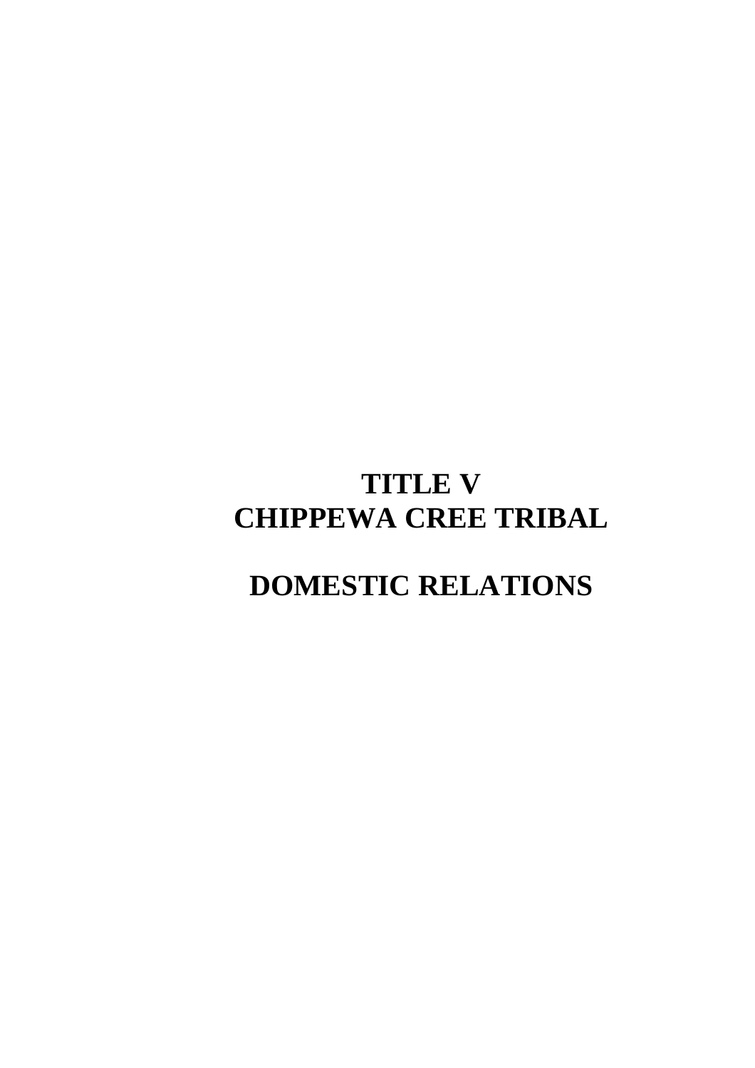# TITLE V
# CHIPPEWA CREE TRIBAL

# DOMESTIC RELATIONS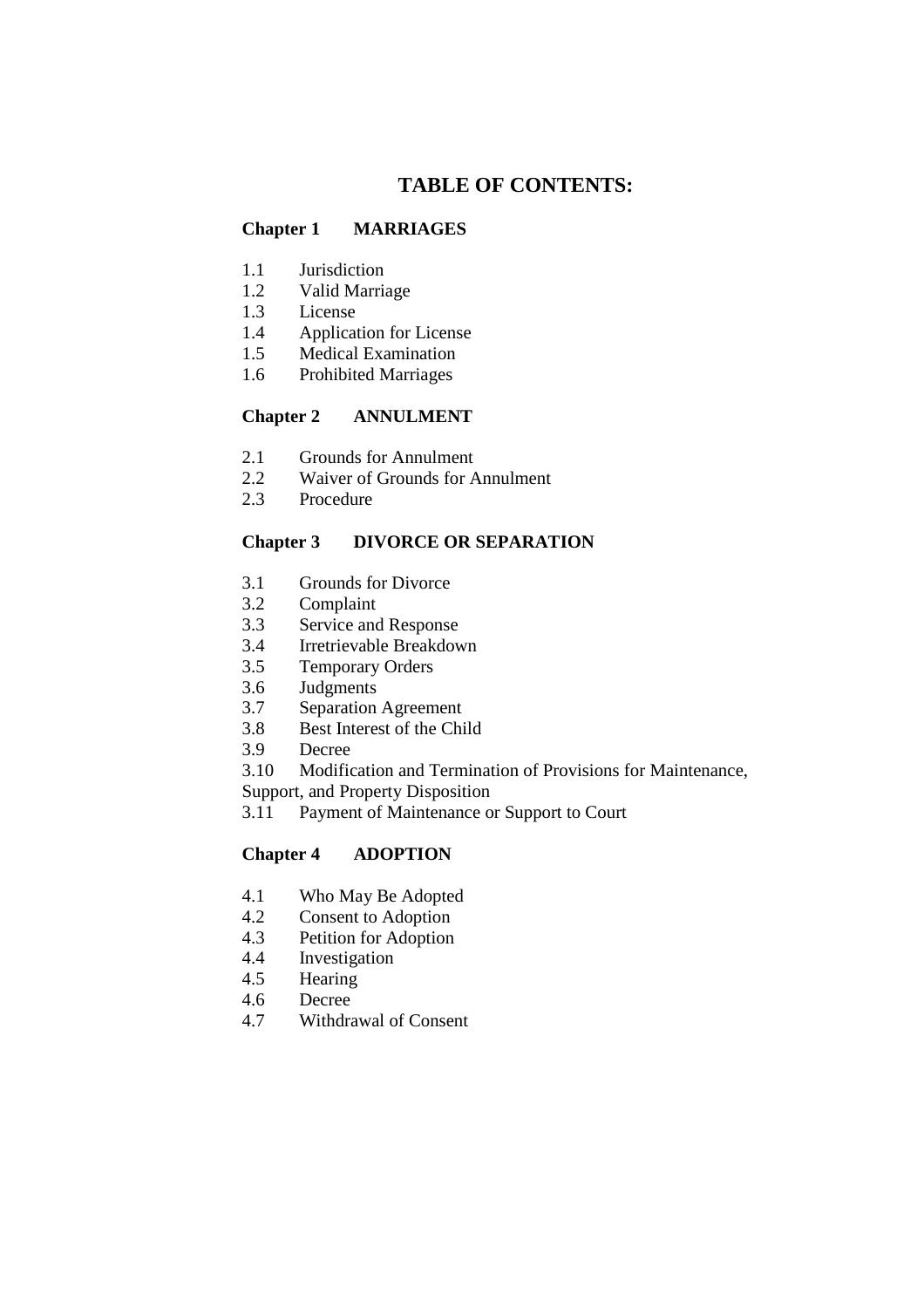# TABLE OF CONTENTS:

## Chapter 1 MARRIAGES

1.1 Jurisdiction
1.2 Valid Marriage
1.3 License
1.4 Application for License
1.5 Medical Examination
1.6 Prohibited Marriages

## Chapter 2 ANNULMENT

2.1 Grounds for Annulment
2.2 Waiver of Grounds for Annulment
2.3 Procedure

## Chapter 3 DIVORCE OR SEPARATION

3.1 Grounds for Divorce
3.2 Complaint
3.3 Service and Response
3.4 Irretrievable Breakdown
3.5 Temporary Orders
3.6 Judgments
3.7 Separation Agreement
3.8 Best Interest of the Child
3.9 Decree
3.10 Modification and Termination of Provisions for Maintenance, Support, and Property Disposition
3.11 Payment of Maintenance or Support to Court

## Chapter 4 ADOPTION

4.1 Who May Be Adopted
4.2 Consent to Adoption
4.3 Petition for Adoption
4.4 Investigation
4.5 Hearing
4.6 Decree
4.7 Withdrawal of Consent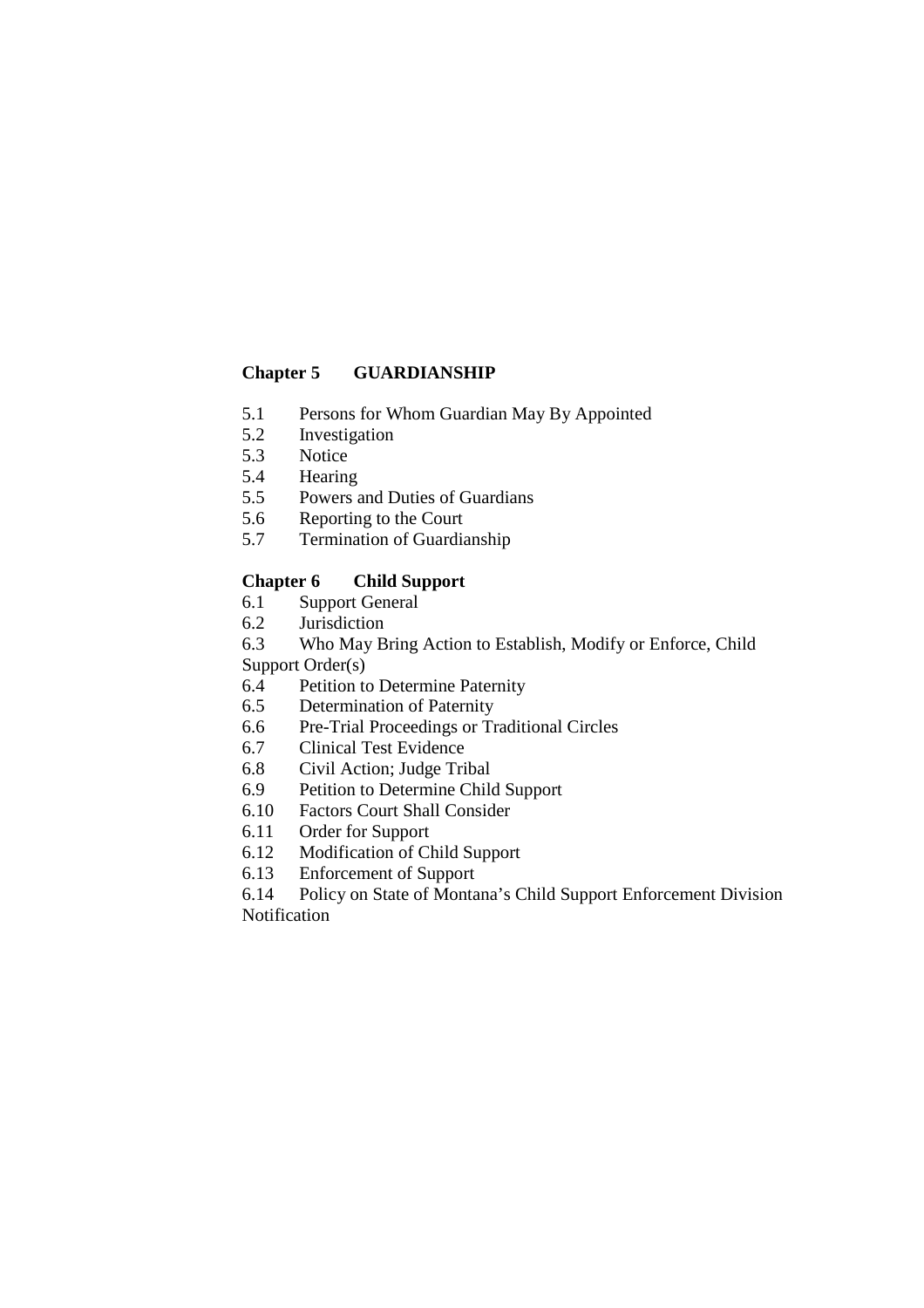**Chapter 5 GUARDIANSHIP**

5.1 Persons for Whom Guardian May By Appointed
5.2 Investigation
5.3 Notice
5.4 Hearing
5.5 Powers and Duties of Guardians
5.6 Reporting to the Court
5.7 Termination of Guardianship

**Chapter 6 Child Support**

6.1 Support General
6.2 Jurisdiction
6.3 Who May Bring Action to Establish, Modify or Enforce, Child Support Order(s)
6.4 Petition to Determine Paternity
6.5 Determination of Paternity
6.6 Pre-Trial Proceedings or Traditional Circles
6.7 Clinical Test Evidence
6.8 Civil Action; Judge Tribal
6.9 Petition to Determine Child Support
6.10 Factors Court Shall Consider
6.11 Order for Support
6.12 Modification of Child Support
6.13 Enforcement of Support
6.14 Policy on State of Montana's Child Support Enforcement Division Notification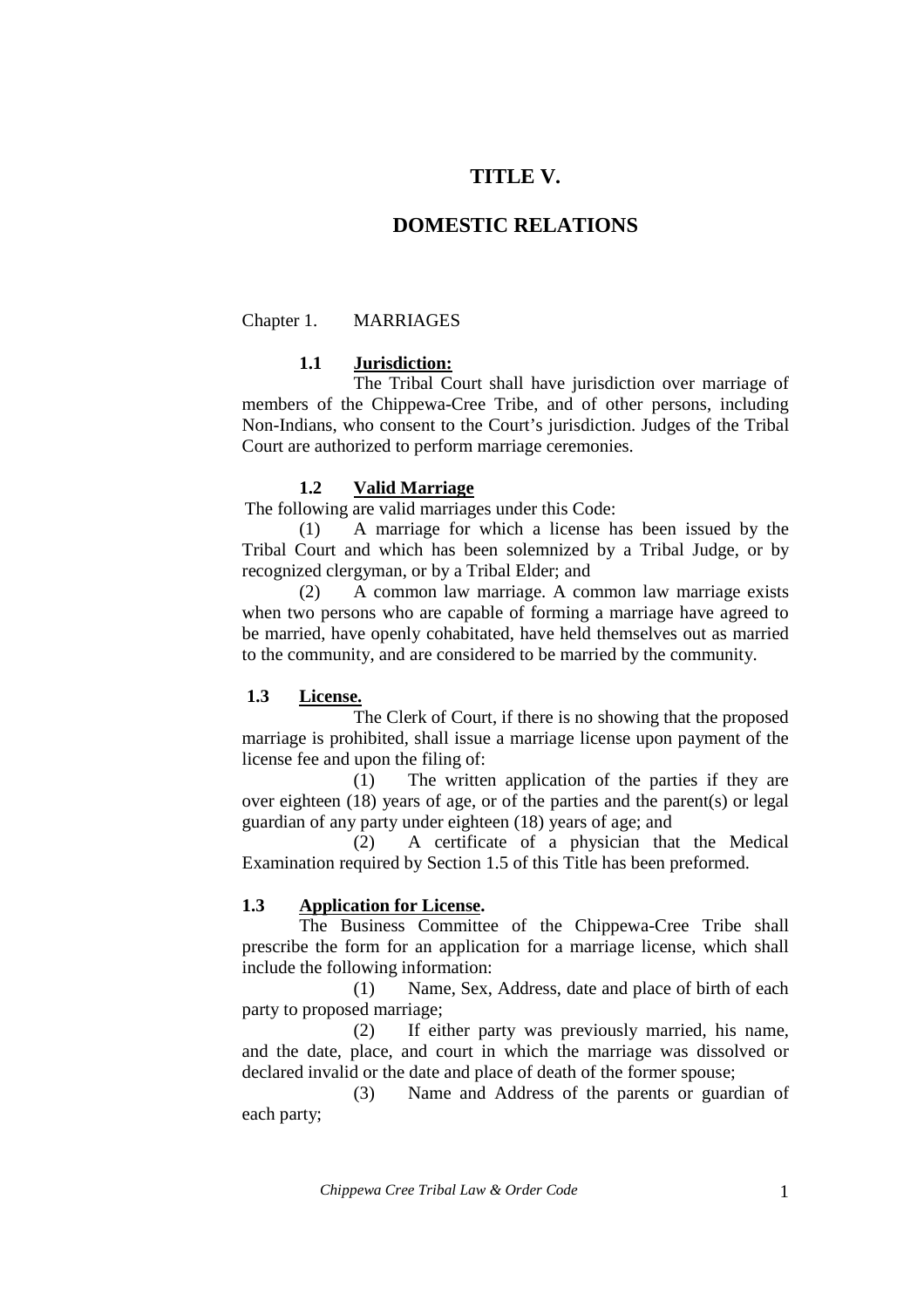# TITLE V.

# DOMESTIC RELATIONS

Chapter 1. MARRIAGES

### 1.1 Jurisdiction:

The Tribal Court shall have jurisdiction over marriage of members of the Chippewa-Cree Tribe, and of other persons, including Non-Indians, who consent to the Court's jurisdiction. Judges of the Tribal Court are authorized to perform marriage ceremonies.

### 1.2 Valid Marriage

The following are valid marriages under this Code:

(1) A marriage for which a license has been issued by the Tribal Court and which has been solemnized by a Tribal Judge, or by recognized clergyman, or by a Tribal Elder; and

(2) A common law marriage. A common law marriage exists when two persons who are capable of forming a marriage have agreed to be married, have openly cohabitated, have held themselves out as married to the community, and are considered to be married by the community.

### 1.3 License.

The Clerk of Court, if there is no showing that the proposed marriage is prohibited, shall issue a marriage license upon payment of the license fee and upon the filing of:

(1) The written application of the parties if they are over eighteen (18) years of age, or of the parties and the parent(s) or legal guardian of any party under eighteen (18) years of age; and

(2) A certificate of a physician that the Medical Examination required by Section 1.5 of this Title has been preformed.

### 1.3 Application for License.

The Business Committee of the Chippewa-Cree Tribe shall prescribe the form for an application for a marriage license, which shall include the following information:

(1) Name, Sex, Address, date and place of birth of each party to proposed marriage;

(2) If either party was previously married, his name, and the date, place, and court in which the marriage was dissolved or declared invalid or the date and place of death of the former spouse;

(3) Name and Address of the parents or guardian of each party;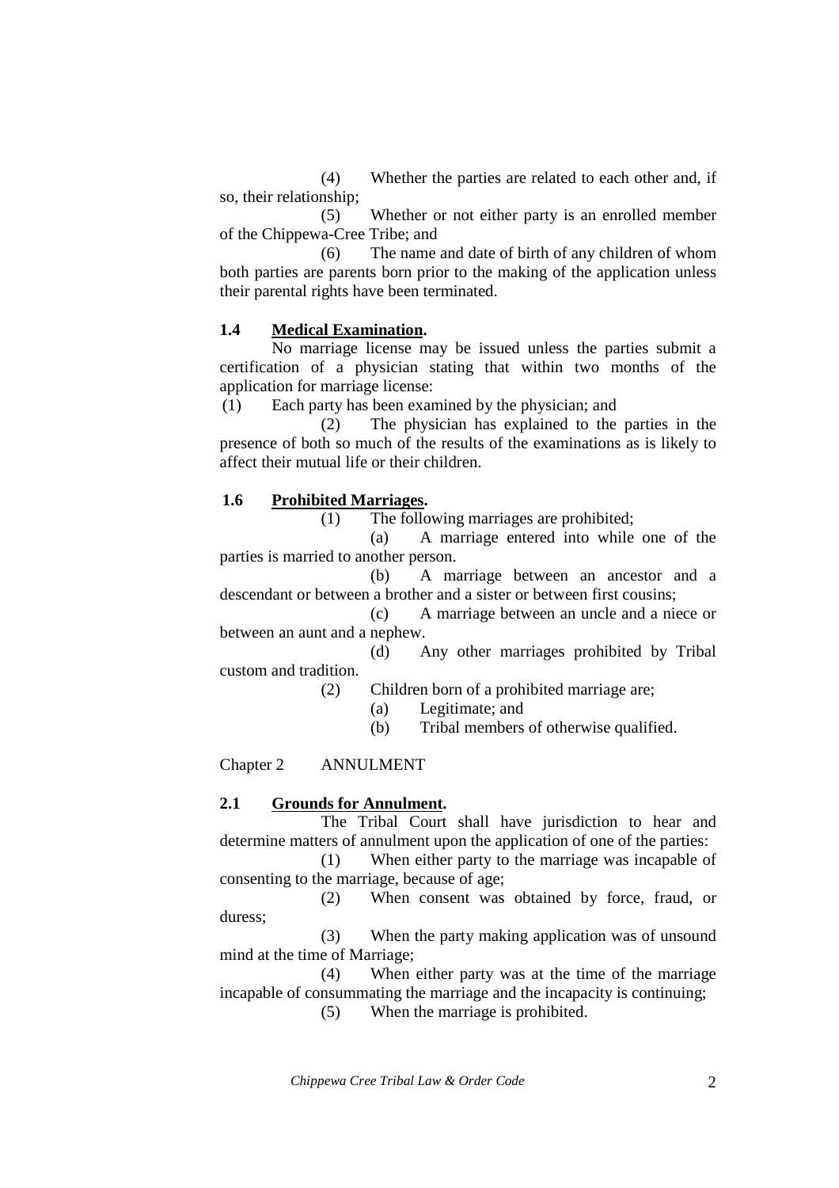(4) Whether the parties are related to each other and, if so, their relationship;

(5) Whether or not either party is an enrolled member of the Chippewa-Cree Tribe; and

(6) The name and date of birth of any children of whom both parties are parents born prior to the making of the application unless their parental rights have been terminated.

**1.4 Medical Examination.**

No marriage license may be issued unless the parties submit a certification of a physician stating that within two months of the application for marriage license:

(1) Each party has been examined by the physician; and

(2) The physician has explained to the parties in the presence of both so much of the results of the examinations as is likely to affect their mutual life or their children.

**1.6 Prohibited Marriages.**

(1) The following marriages are prohibited;

(a) A marriage entered into while one of the parties is married to another person.

(b) A marriage between an ancestor and a descendant or between a brother and a sister or between first cousins;

(c) A marriage between an uncle and a niece or between an aunt and a nephew.

(d) Any other marriages prohibited by Tribal custom and tradition.

(2) Children born of a prohibited marriage are;

(a) Legitimate; and

(b) Tribal members of otherwise qualified.

Chapter 2 ANNULMENT

**2.1 Grounds for Annulment.**

The Tribal Court shall have jurisdiction to hear and determine matters of annulment upon the application of one of the parties:

(1) When either party to the marriage was incapable of consenting to the marriage, because of age;

(2) When consent was obtained by force, fraud, or duress;

(3) When the party making application was of unsound mind at the time of Marriage;

(4) When either party was at the time of the marriage incapable of consummating the marriage and the incapacity is continuing;

(5) When the marriage is prohibited.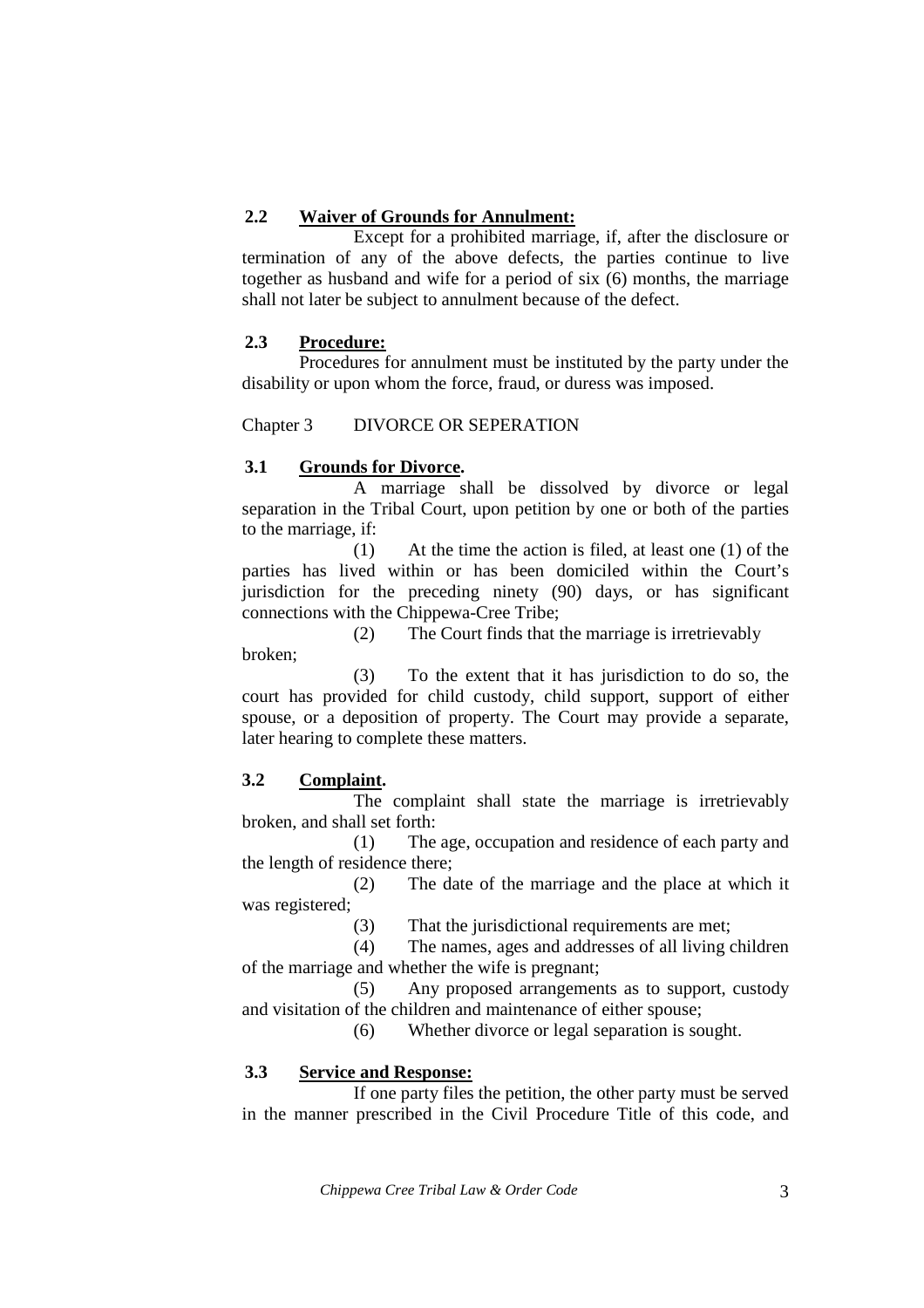### 2.2 Waiver of Grounds for Annulment:

Except for a prohibited marriage, if, after the disclosure or termination of any of the above defects, the parties continue to live together as husband and wife for a period of six (6) months, the marriage shall not later be subject to annulment because of the defect.

### 2.3 Procedure:

Procedures for annulment must be instituted by the party under the disability or upon whom the force, fraud, or duress was imposed.

## Chapter 3 DIVORCE OR SEPERATION

### 3.1 Grounds for Divorce.

A marriage shall be dissolved by divorce or legal separation in the Tribal Court, upon petition by one or both of the parties to the marriage, if:

(1) At the time the action is filed, at least one (1) of the parties has lived within or has been domiciled within the Court's jurisdiction for the preceding ninety (90) days, or has significant connections with the Chippewa-Cree Tribe;

(2) The Court finds that the marriage is irretrievably broken;

(3) To the extent that it has jurisdiction to do so, the court has provided for child custody, child support, support of either spouse, or a deposition of property. The Court may provide a separate, later hearing to complete these matters.

### 3.2 Complaint.

The complaint shall state the marriage is irretrievably broken, and shall set forth:

(1) The age, occupation and residence of each party and the length of residence there;

(2) The date of the marriage and the place at which it was registered;

(3) That the jurisdictional requirements are met;

(4) The names, ages and addresses of all living children of the marriage and whether the wife is pregnant;

(5) Any proposed arrangements as to support, custody and visitation of the children and maintenance of either spouse;

(6) Whether divorce or legal separation is sought.

### 3.3 Service and Response:

If one party files the petition, the other party must be served in the manner prescribed in the Civil Procedure Title of this code, and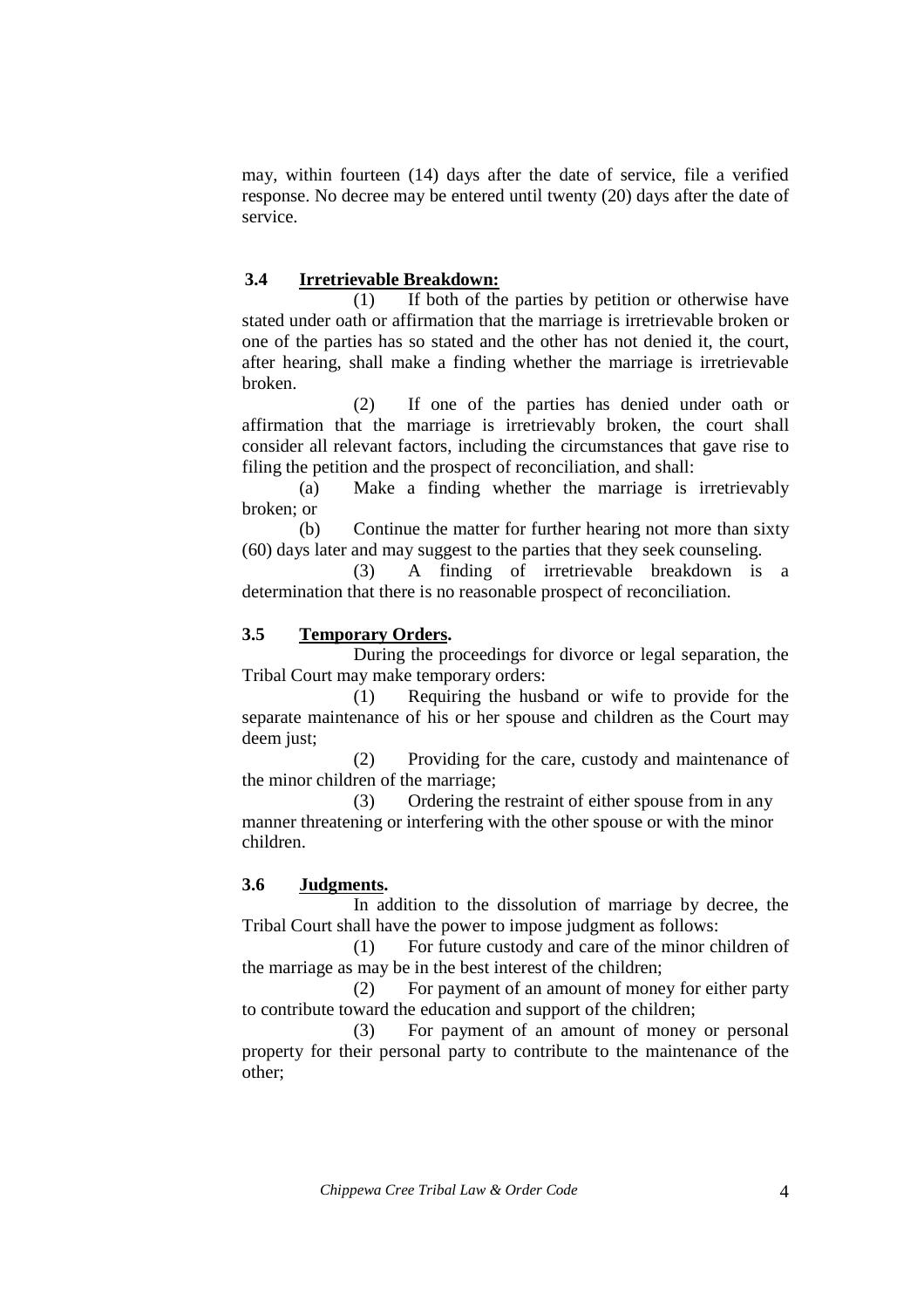may, within fourteen (14) days after the date of service, file a verified response. No decree may be entered until twenty (20) days after the date of service.

**3.4 Irretrievable Breakdown:**

(1) If both of the parties by petition or otherwise have stated under oath or affirmation that the marriage is irretrievable broken or one of the parties has so stated and the other has not denied it, the court, after hearing, shall make a finding whether the marriage is irretrievable broken.

(2) If one of the parties has denied under oath or affirmation that the marriage is irretrievably broken, the court shall consider all relevant factors, including the circumstances that gave rise to filing the petition and the prospect of reconciliation, and shall:

(a) Make a finding whether the marriage is irretrievably broken; or

(b) Continue the matter for further hearing not more than sixty (60) days later and may suggest to the parties that they seek counseling.

(3) A finding of irretrievable breakdown is a determination that there is no reasonable prospect of reconciliation.

**3.5 Temporary Orders.**

During the proceedings for divorce or legal separation, the Tribal Court may make temporary orders:

(1) Requiring the husband or wife to provide for the separate maintenance of his or her spouse and children as the Court may deem just;

(2) Providing for the care, custody and maintenance of the minor children of the marriage;

(3) Ordering the restraint of either spouse from in any manner threatening or interfering with the other spouse or with the minor children.

**3.6 Judgments.**

In addition to the dissolution of marriage by decree, the Tribal Court shall have the power to impose judgment as follows:

(1) For future custody and care of the minor children of the marriage as may be in the best interest of the children;

(2) For payment of an amount of money for either party to contribute toward the education and support of the children;

(3) For payment of an amount of money or personal property for their personal party to contribute to the maintenance of the other;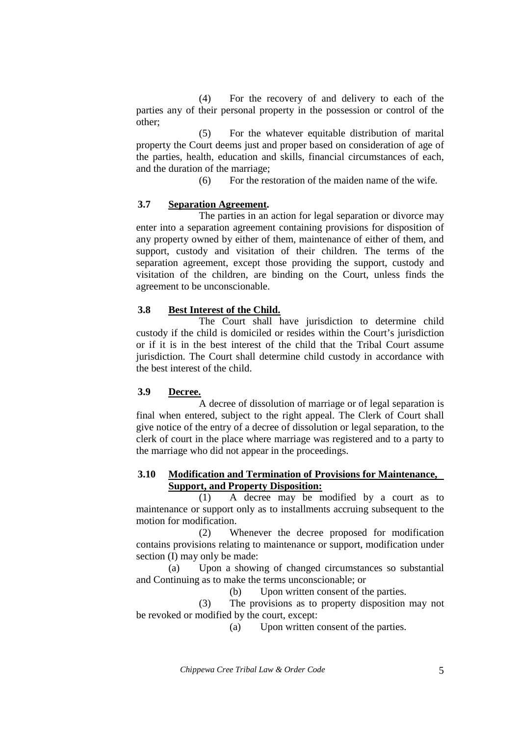(4) For the recovery of and delivery to each of the parties any of their personal property in the possession or control of the other;

(5) For the whatever equitable distribution of marital property the Court deems just and proper based on consideration of age of the parties, health, education and skills, financial circumstances of each, and the duration of the marriage;

(6) For the restoration of the maiden name of the wife.

### 3.7 Separation Agreement.

The parties in an action for legal separation or divorce may enter into a separation agreement containing provisions for disposition of any property owned by either of them, maintenance of either of them, and support, custody and visitation of their children. The terms of the separation agreement, except those providing the support, custody and visitation of the children, are binding on the Court, unless finds the agreement to be unconscionable.

### 3.8 Best Interest of the Child.

The Court shall have jurisdiction to determine child custody if the child is domiciled or resides within the Court's jurisdiction or if it is in the best interest of the child that the Tribal Court assume jurisdiction. The Court shall determine child custody in accordance with the best interest of the child.

### 3.9 Decree.

A decree of dissolution of marriage or of legal separation is final when entered, subject to the right appeal. The Clerk of Court shall give notice of the entry of a decree of dissolution or legal separation, to the clerk of court in the place where marriage was registered and to a party to the marriage who did not appear in the proceedings.

### 3.10 Modification and Termination of Provisions for Maintenance, Support, and Property Disposition:

(1) A decree may be modified by a court as to maintenance or support only as to installments accruing subsequent to the motion for modification.

(2) Whenever the decree proposed for modification contains provisions relating to maintenance or support, modification under section (I) may only be made:

(a) Upon a showing of changed circumstances so substantial and Continuing as to make the terms unconscionable; or

(b) Upon written consent of the parties.

(3) The provisions as to property disposition may not be revoked or modified by the court, except:

(a) Upon written consent of the parties.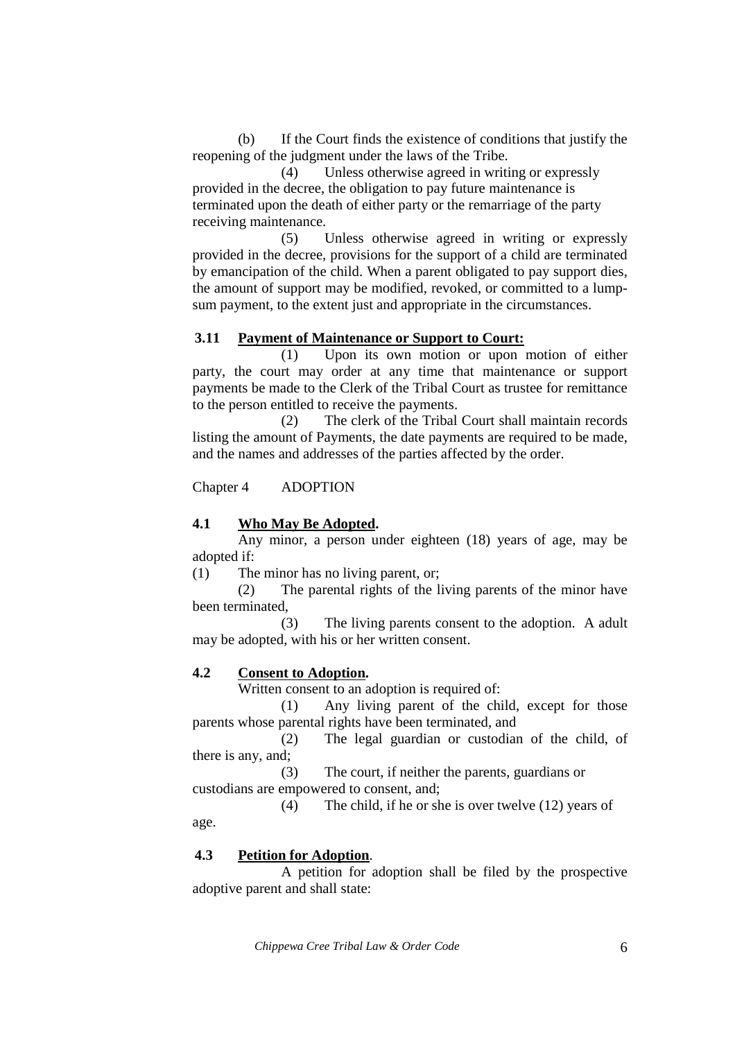(b) If the Court finds the existence of conditions that justify the reopening of the judgment under the laws of the Tribe.

(4) Unless otherwise agreed in writing or expressly provided in the decree, the obligation to pay future maintenance is terminated upon the death of either party or the remarriage of the party receiving maintenance.

(5) Unless otherwise agreed in writing or expressly provided in the decree, provisions for the support of a child are terminated by emancipation of the child. When a parent obligated to pay support dies, the amount of support may be modified, revoked, or committed to a lump-sum payment, to the extent just and appropriate in the circumstances.

### 3.11 Payment of Maintenance or Support to Court:

(1) Upon its own motion or upon motion of either party, the court may order at any time that maintenance or support payments be made to the Clerk of the Tribal Court as trustee for remittance to the person entitled to receive the payments.

(2) The clerk of the Tribal Court shall maintain records listing the amount of Payments, the date payments are required to be made, and the names and addresses of the parties affected by the order.

## Chapter 4 ADOPTION

### 4.1 Who May Be Adopted.

Any minor, a person under eighteen (18) years of age, may be adopted if:

(1) The minor has no living parent, or;

(2) The parental rights of the living parents of the minor have been terminated,

(3) The living parents consent to the adoption. A adult may be adopted, with his or her written consent.

### 4.2 Consent to Adoption.

Written consent to an adoption is required of:

(1) Any living parent of the child, except for those parents whose parental rights have been terminated, and

(2) The legal guardian or custodian of the child, of there is any, and;

(3) The court, if neither the parents, guardians or custodians are empowered to consent, and;

(4) The child, if he or she is over twelve (12) years of age.

### 4.3 Petition for Adoption.

A petition for adoption shall be filed by the prospective adoptive parent and shall state: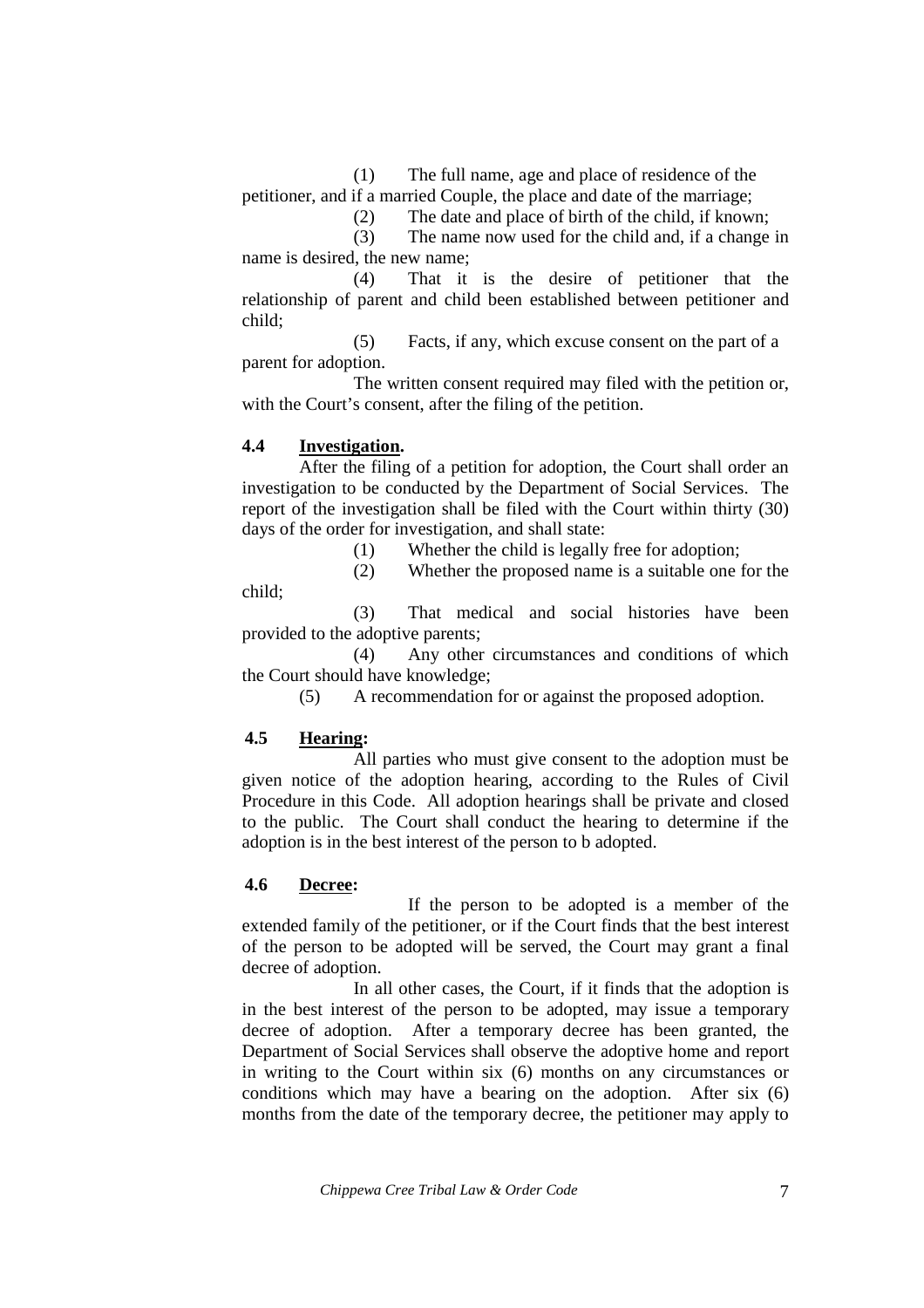(1) The full name, age and place of residence of the petitioner, and if a married Couple, the place and date of the marriage;

(2) The date and place of birth of the child, if known;

(3) The name now used for the child and, if a change in name is desired, the new name;

(4) That it is the desire of petitioner that the relationship of parent and child been established between petitioner and child;

(5) Facts, if any, which excuse consent on the part of a parent for adoption.

The written consent required may filed with the petition or, with the Court's consent, after the filing of the petition.

**4.4 Investigation.**

After the filing of a petition for adoption, the Court shall order an investigation to be conducted by the Department of Social Services. The report of the investigation shall be filed with the Court within thirty (30) days of the order for investigation, and shall state:

(1) Whether the child is legally free for adoption;

(2) Whether the proposed name is a suitable one for the child;

(3) That medical and social histories have been provided to the adoptive parents;

(4) Any other circumstances and conditions of which the Court should have knowledge;

(5) A recommendation for or against the proposed adoption.

**4.5 Hearing:**

All parties who must give consent to the adoption must be given notice of the adoption hearing, according to the Rules of Civil Procedure in this Code. All adoption hearings shall be private and closed to the public. The Court shall conduct the hearing to determine if the adoption is in the best interest of the person to b adopted.

**4.6 Decree:**

If the person to be adopted is a member of the extended family of the petitioner, or if the Court finds that the best interest of the person to be adopted will be served, the Court may grant a final decree of adoption.

In all other cases, the Court, if it finds that the adoption is in the best interest of the person to be adopted, may issue a temporary decree of adoption. After a temporary decree has been granted, the Department of Social Services shall observe the adoptive home and report in writing to the Court within six (6) months on any circumstances or conditions which may have a bearing on the adoption. After six (6) months from the date of the temporary decree, the petitioner may apply to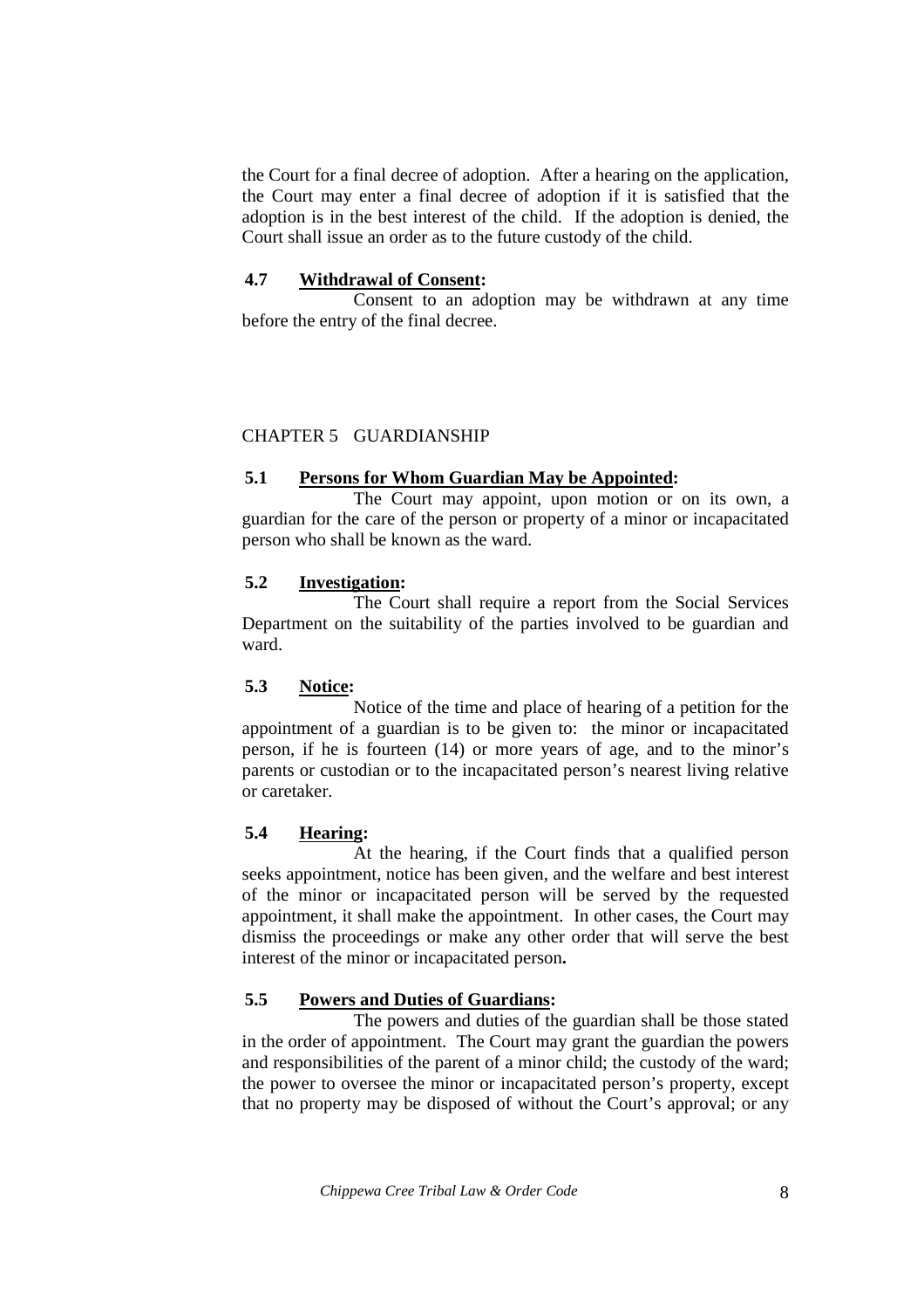the Court for a final decree of adoption. After a hearing on the application, the Court may enter a final decree of adoption if it is satisfied that the adoption is in the best interest of the child. If the adoption is denied, the Court shall issue an order as to the future custody of the child.

**4.7 <u>Withdrawal of Consent</u>:**

Consent to an adoption may be withdrawn at any time before the entry of the final decree.

## CHAPTER 5 GUARDIANSHIP

**5.1 <u>Persons for Whom Guardian May be Appointed</u>:**

The Court may appoint, upon motion or on its own, a guardian for the care of the person or property of a minor or incapacitated person who shall be known as the ward.

**5.2 <u>Investigation</u>:**

The Court shall require a report from the Social Services Department on the suitability of the parties involved to be guardian and ward.

**5.3 <u>Notice</u>:**

Notice of the time and place of hearing of a petition for the appointment of a guardian is to be given to: the minor or incapacitated person, if he is fourteen (14) or more years of age, and to the minor's parents or custodian or to the incapacitated person's nearest living relative or caretaker.

**5.4 <u>Hearing</u>:**

At the hearing, if the Court finds that a qualified person seeks appointment, notice has been given, and the welfare and best interest of the minor or incapacitated person will be served by the requested appointment, it shall make the appointment. In other cases, the Court may dismiss the proceedings or make any other order that will serve the best interest of the minor or incapacitated person**.**

**5.5 <u>Powers and Duties of Guardians</u>:**

The powers and duties of the guardian shall be those stated in the order of appointment. The Court may grant the guardian the powers and responsibilities of the parent of a minor child; the custody of the ward; the power to oversee the minor or incapacitated person's property, except that no property may be disposed of without the Court's approval; or any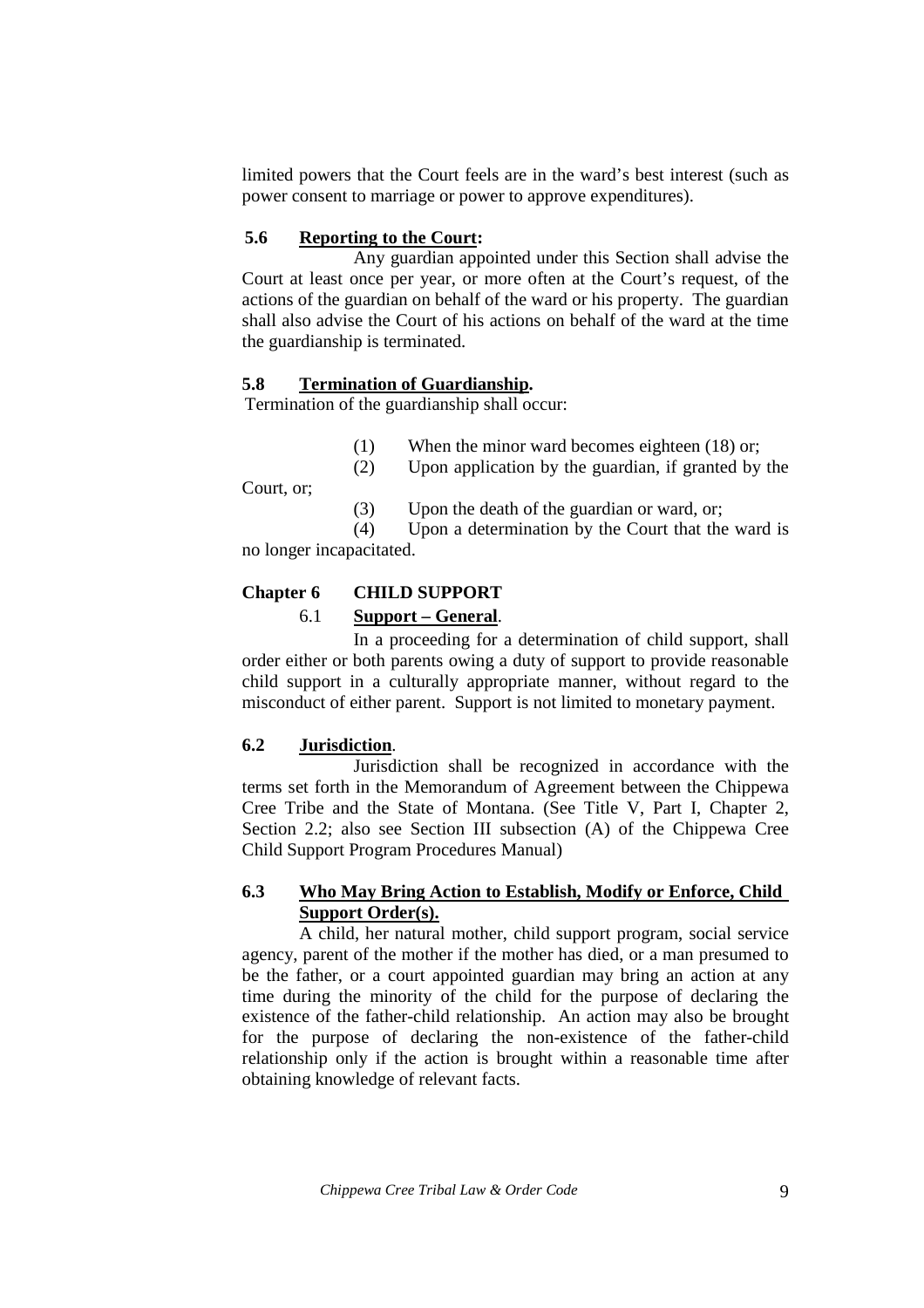limited powers that the Court feels are in the ward's best interest (such as power consent to marriage or power to approve expenditures).

### 5.6 Reporting to the Court:

Any guardian appointed under this Section shall advise the Court at least once per year, or more often at the Court's request, of the actions of the guardian on behalf of the ward or his property. The guardian shall also advise the Court of his actions on behalf of the ward at the time the guardianship is terminated.

### 5.8 Termination of Guardianship.

Termination of the guardianship shall occur:

(1) When the minor ward becomes eighteen (18) or;

(2) Upon application by the guardian, if granted by the Court, or;

(3) Upon the death of the guardian or ward, or;

(4) Upon a determination by the Court that the ward is no longer incapacitated.

## Chapter 6 CHILD SUPPORT

### 6.1 Support – General.

In a proceeding for a determination of child support, shall order either or both parents owing a duty of support to provide reasonable child support in a culturally appropriate manner, without regard to the misconduct of either parent. Support is not limited to monetary payment.

### 6.2 Jurisdiction.

Jurisdiction shall be recognized in accordance with the terms set forth in the Memorandum of Agreement between the Chippewa Cree Tribe and the State of Montana. (See Title V, Part I, Chapter 2, Section 2.2; also see Section III subsection (A) of the Chippewa Cree Child Support Program Procedures Manual)

### 6.3 Who May Bring Action to Establish, Modify or Enforce, Child Support Order(s).

A child, her natural mother, child support program, social service agency, parent of the mother if the mother has died, or a man presumed to be the father, or a court appointed guardian may bring an action at any time during the minority of the child for the purpose of declaring the existence of the father-child relationship. An action may also be brought for the purpose of declaring the non-existence of the father-child relationship only if the action is brought within a reasonable time after obtaining knowledge of relevant facts.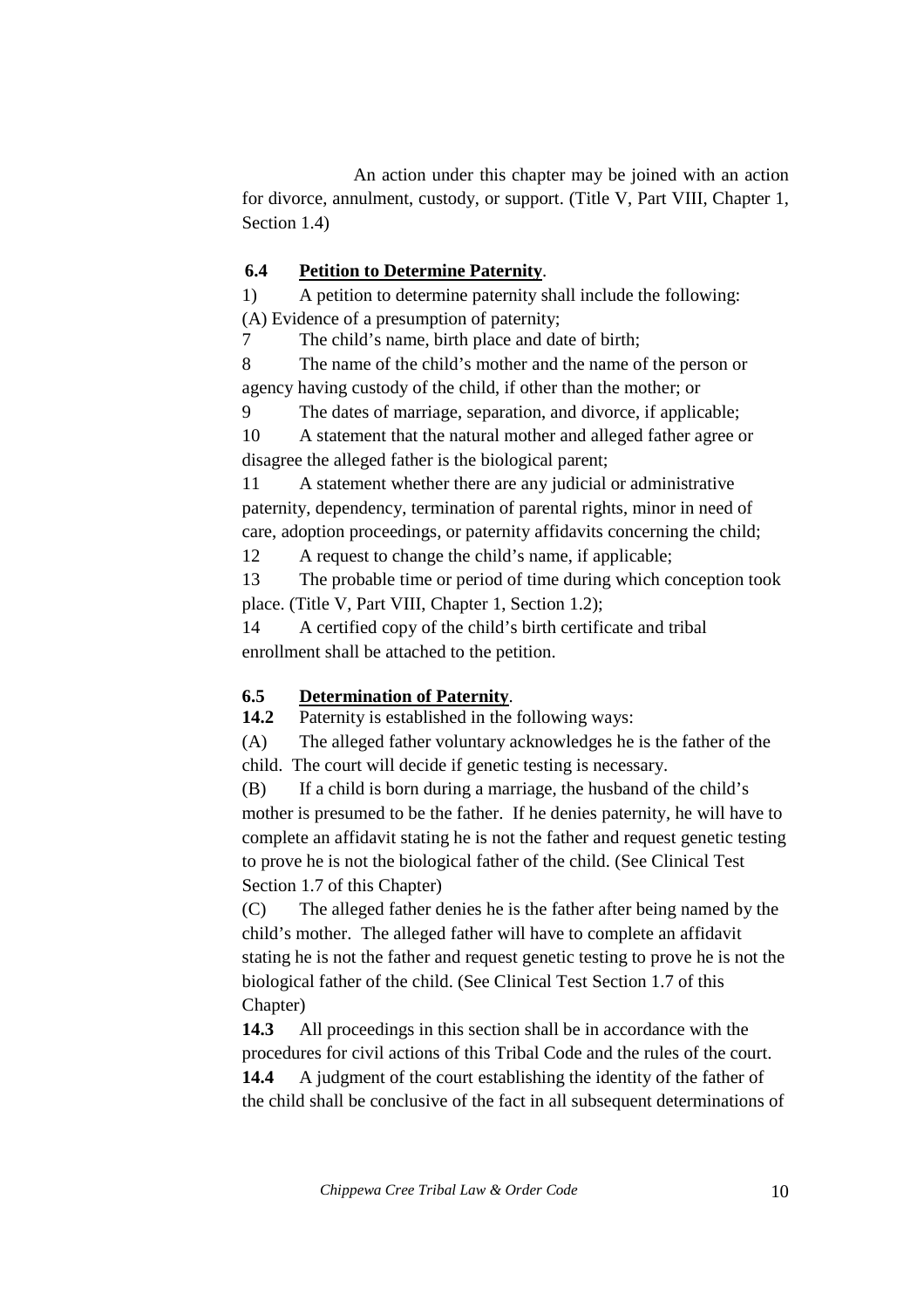An action under this chapter may be joined with an action for divorce, annulment, custody, or support. (Title V, Part VIII, Chapter 1, Section 1.4)

**6.4 Petition to Determine Paternity**.

1) A petition to determine paternity shall include the following:

(A) Evidence of a presumption of paternity;

7 The child's name, birth place and date of birth;

8 The name of the child's mother and the name of the person or agency having custody of the child, if other than the mother; or

9 The dates of marriage, separation, and divorce, if applicable;

10 A statement that the natural mother and alleged father agree or disagree the alleged father is the biological parent;

11 A statement whether there are any judicial or administrative paternity, dependency, termination of parental rights, minor in need of care, adoption proceedings, or paternity affidavits concerning the child;

12 A request to change the child's name, if applicable;

13 The probable time or period of time during which conception took place. (Title V, Part VIII, Chapter 1, Section 1.2);

14 A certified copy of the child's birth certificate and tribal enrollment shall be attached to the petition.

**6.5 Determination of Paternity**.

**14.2** Paternity is established in the following ways:

(A) The alleged father voluntary acknowledges he is the father of the child. The court will decide if genetic testing is necessary.

(B) If a child is born during a marriage, the husband of the child's mother is presumed to be the father. If he denies paternity, he will have to complete an affidavit stating he is not the father and request genetic testing to prove he is not the biological father of the child. (See Clinical Test Section 1.7 of this Chapter)

(C) The alleged father denies he is the father after being named by the child's mother. The alleged father will have to complete an affidavit stating he is not the father and request genetic testing to prove he is not the biological father of the child. (See Clinical Test Section 1.7 of this Chapter)

**14.3** All proceedings in this section shall be in accordance with the procedures for civil actions of this Tribal Code and the rules of the court.

**14.4** A judgment of the court establishing the identity of the father of the child shall be conclusive of the fact in all subsequent determinations of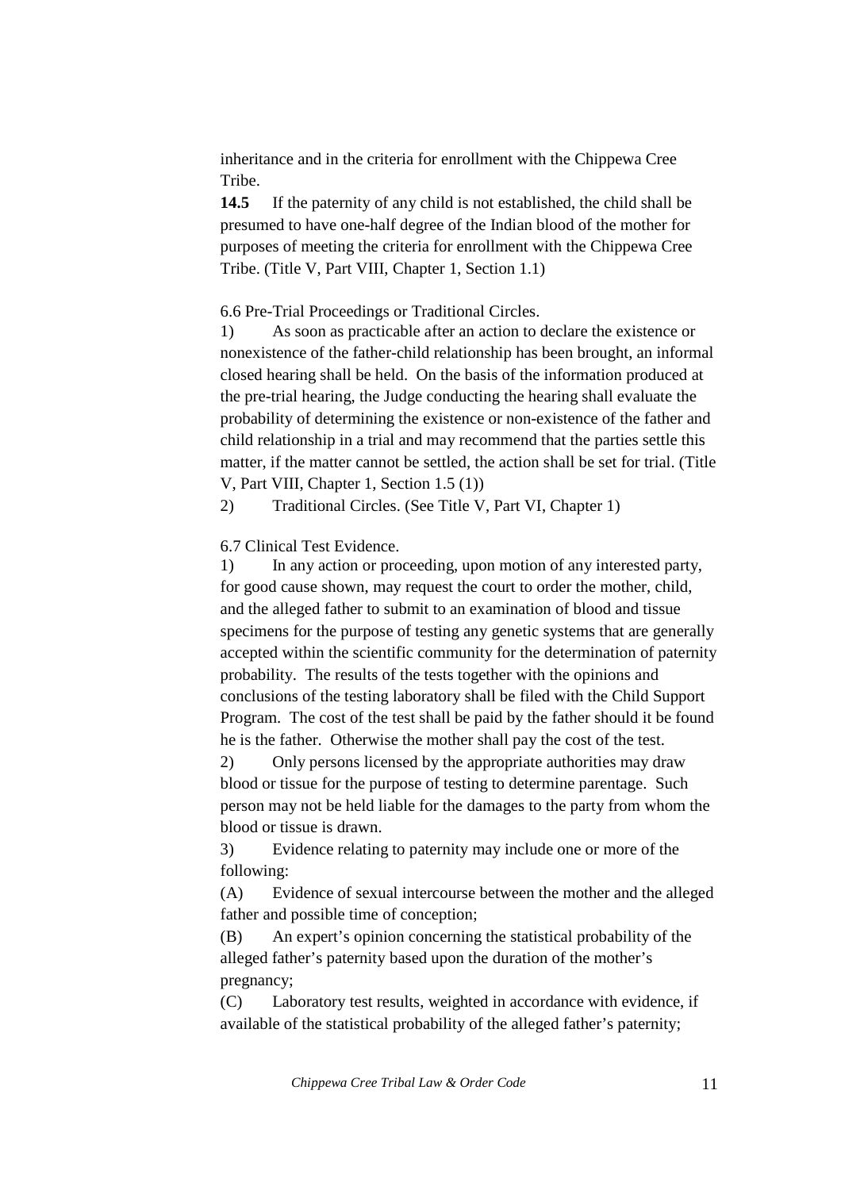inheritance and in the criteria for enrollment with the Chippewa Cree Tribe.

**14.5** If the paternity of any child is not established, the child shall be presumed to have one-half degree of the Indian blood of the mother for purposes of meeting the criteria for enrollment with the Chippewa Cree Tribe. (Title V, Part VIII, Chapter 1, Section 1.1)

6.6 Pre-Trial Proceedings or Traditional Circles.

1) As soon as practicable after an action to declare the existence or nonexistence of the father-child relationship has been brought, an informal closed hearing shall be held. On the basis of the information produced at the pre-trial hearing, the Judge conducting the hearing shall evaluate the probability of determining the existence or non-existence of the father and child relationship in a trial and may recommend that the parties settle this matter, if the matter cannot be settled, the action shall be set for trial. (Title V, Part VIII, Chapter 1, Section 1.5 (1))

2) Traditional Circles. (See Title V, Part VI, Chapter 1)

6.7 Clinical Test Evidence.

1) In any action or proceeding, upon motion of any interested party, for good cause shown, may request the court to order the mother, child, and the alleged father to submit to an examination of blood and tissue specimens for the purpose of testing any genetic systems that are generally accepted within the scientific community for the determination of paternity probability. The results of the tests together with the opinions and conclusions of the testing laboratory shall be filed with the Child Support Program. The cost of the test shall be paid by the father should it be found he is the father. Otherwise the mother shall pay the cost of the test.

2) Only persons licensed by the appropriate authorities may draw blood or tissue for the purpose of testing to determine parentage. Such person may not be held liable for the damages to the party from whom the blood or tissue is drawn.

3) Evidence relating to paternity may include one or more of the following:

(A) Evidence of sexual intercourse between the mother and the alleged father and possible time of conception;

(B) An expert's opinion concerning the statistical probability of the alleged father's paternity based upon the duration of the mother's pregnancy;

(C) Laboratory test results, weighted in accordance with evidence, if available of the statistical probability of the alleged father's paternity;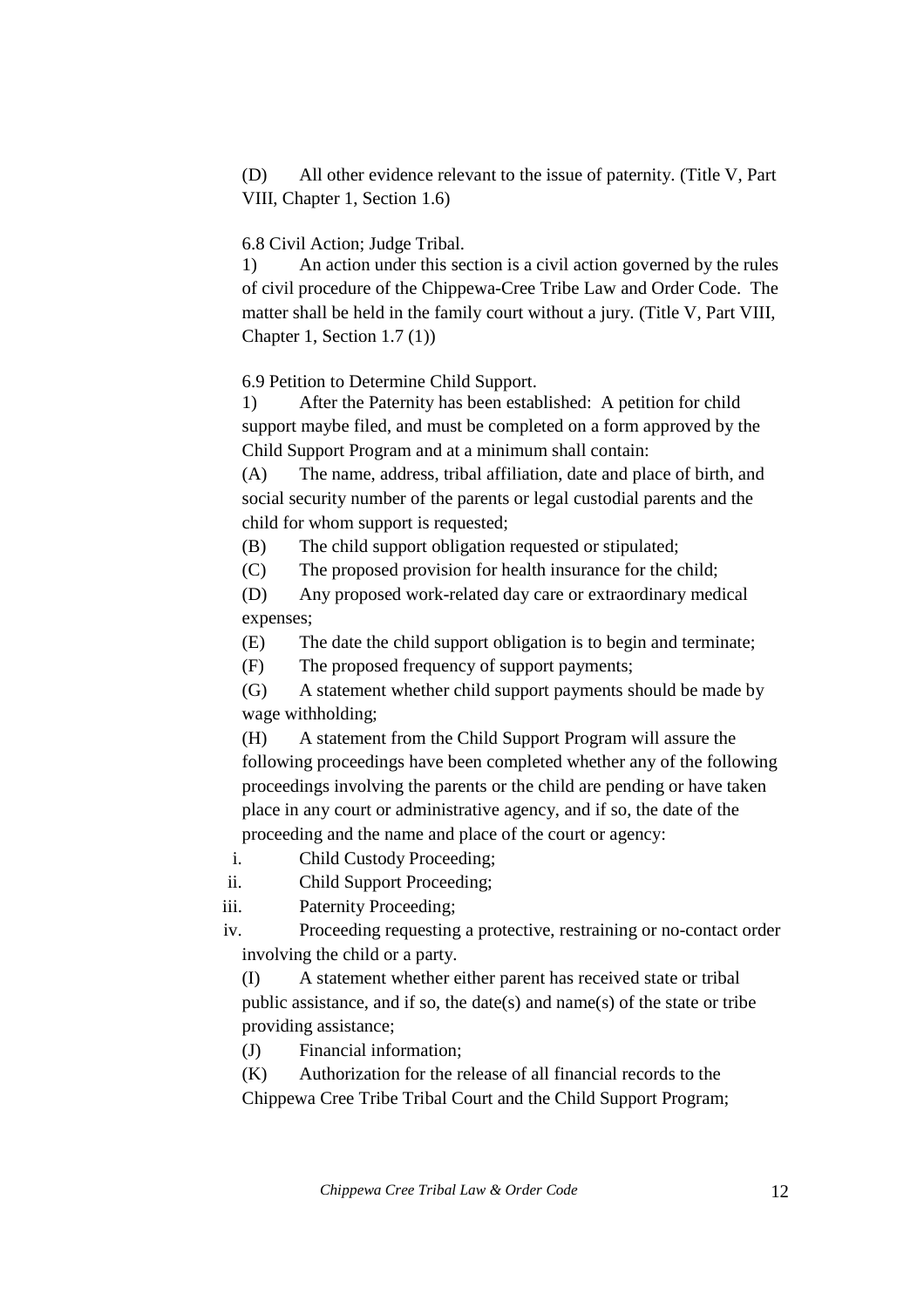(D) All other evidence relevant to the issue of paternity. (Title V, Part VIII, Chapter 1, Section 1.6)

6.8 Civil Action; Judge Tribal.

1) An action under this section is a civil action governed by the rules of civil procedure of the Chippewa-Cree Tribe Law and Order Code. The matter shall be held in the family court without a jury. (Title V, Part VIII, Chapter 1, Section 1.7 (1))

6.9 Petition to Determine Child Support.

1) After the Paternity has been established: A petition for child support maybe filed, and must be completed on a form approved by the Child Support Program and at a minimum shall contain:

(A) The name, address, tribal affiliation, date and place of birth, and social security number of the parents or legal custodial parents and the child for whom support is requested;

(B) The child support obligation requested or stipulated;

(C) The proposed provision for health insurance for the child;

(D) Any proposed work-related day care or extraordinary medical expenses;

(E) The date the child support obligation is to begin and terminate;

(F) The proposed frequency of support payments;

(G) A statement whether child support payments should be made by wage withholding;

(H) A statement from the Child Support Program will assure the following proceedings have been completed whether any of the following proceedings involving the parents or the child are pending or have taken place in any court or administrative agency, and if so, the date of the proceeding and the name and place of the court or agency:

i. Child Custody Proceeding;

ii. Child Support Proceeding;

iii. Paternity Proceeding;

iv. Proceeding requesting a protective, restraining or no-contact order involving the child or a party.

(I) A statement whether either parent has received state or tribal public assistance, and if so, the date(s) and name(s) of the state or tribe providing assistance;

(J) Financial information;

(K) Authorization for the release of all financial records to the Chippewa Cree Tribe Tribal Court and the Child Support Program;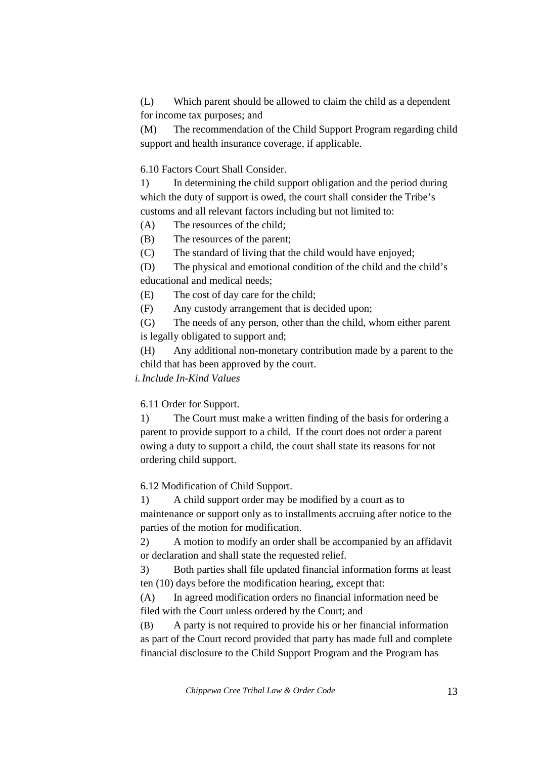(L) Which parent should be allowed to claim the child as a dependent for income tax purposes; and

(M) The recommendation of the Child Support Program regarding child support and health insurance coverage, if applicable.

6.10 Factors Court Shall Consider.

1) In determining the child support obligation and the period during which the duty of support is owed, the court shall consider the Tribe's customs and all relevant factors including but not limited to:

(A) The resources of the child;

(B) The resources of the parent;

(C) The standard of living that the child would have enjoyed;

(D) The physical and emotional condition of the child and the child's educational and medical needs;

(E) The cost of day care for the child;

(F) Any custody arrangement that is decided upon;

(G) The needs of any person, other than the child, whom either parent is legally obligated to support and;

(H) Any additional non-monetary contribution made by a parent to the child that has been approved by the court.

*i. Include In-Kind Values*

6.11 Order for Support.

1) The Court must make a written finding of the basis for ordering a parent to provide support to a child. If the court does not order a parent owing a duty to support a child, the court shall state its reasons for not ordering child support.

6.12 Modification of Child Support.

1) A child support order may be modified by a court as to maintenance or support only as to installments accruing after notice to the parties of the motion for modification.

2) A motion to modify an order shall be accompanied by an affidavit or declaration and shall state the requested relief.

3) Both parties shall file updated financial information forms at least ten (10) days before the modification hearing, except that:

(A) In agreed modification orders no financial information need be filed with the Court unless ordered by the Court; and

(B) A party is not required to provide his or her financial information as part of the Court record provided that party has made full and complete financial disclosure to the Child Support Program and the Program has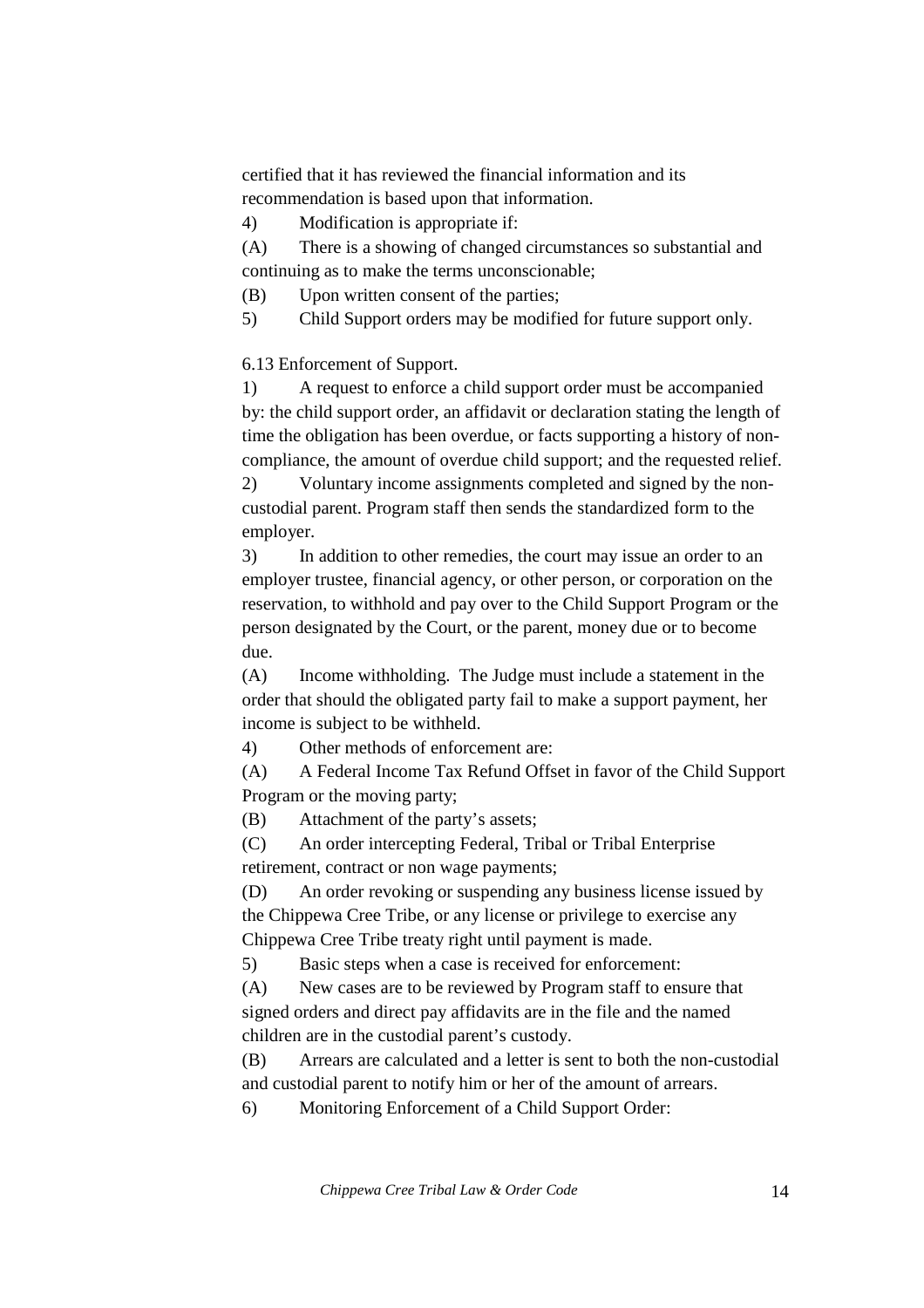certified that it has reviewed the financial information and its recommendation is based upon that information.

4) Modification is appropriate if:

(A) There is a showing of changed circumstances so substantial and continuing as to make the terms unconscionable;

(B) Upon written consent of the parties;

5) Child Support orders may be modified for future support only.

6.13 Enforcement of Support.

1) A request to enforce a child support order must be accompanied by: the child support order, an affidavit or declaration stating the length of time the obligation has been overdue, or facts supporting a history of non-compliance, the amount of overdue child support; and the requested relief.

2) Voluntary income assignments completed and signed by the non-custodial parent. Program staff then sends the standardized form to the employer.

3) In addition to other remedies, the court may issue an order to an employer trustee, financial agency, or other person, or corporation on the reservation, to withhold and pay over to the Child Support Program or the person designated by the Court, or the parent, money due or to become due.

(A) Income withholding. The Judge must include a statement in the order that should the obligated party fail to make a support payment, her income is subject to be withheld.

4) Other methods of enforcement are:

(A) A Federal Income Tax Refund Offset in favor of the Child Support Program or the moving party;

(B) Attachment of the party's assets;

(C) An order intercepting Federal, Tribal or Tribal Enterprise retirement, contract or non wage payments;

(D) An order revoking or suspending any business license issued by the Chippewa Cree Tribe, or any license or privilege to exercise any Chippewa Cree Tribe treaty right until payment is made.

5) Basic steps when a case is received for enforcement:

(A) New cases are to be reviewed by Program staff to ensure that signed orders and direct pay affidavits are in the file and the named children are in the custodial parent's custody.

(B) Arrears are calculated and a letter is sent to both the non-custodial and custodial parent to notify him or her of the amount of arrears.

6) Monitoring Enforcement of a Child Support Order: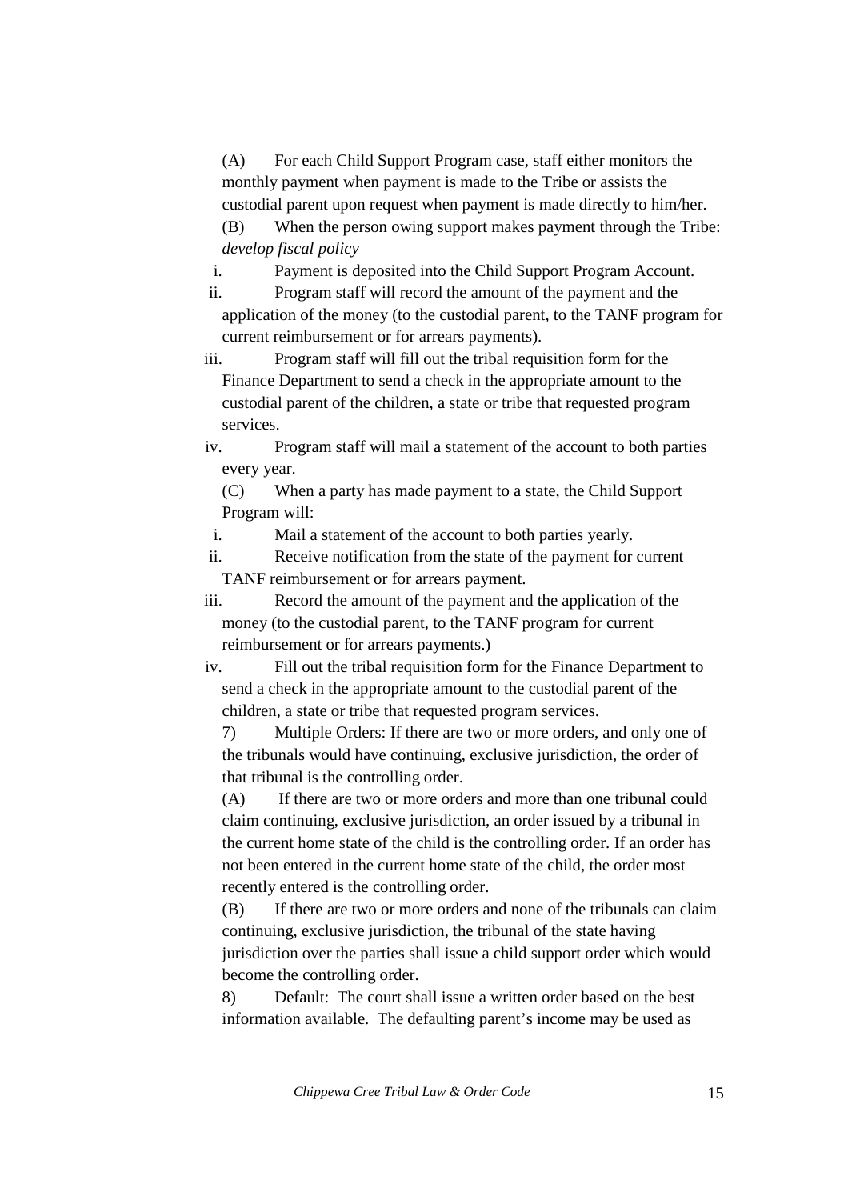(A) For each Child Support Program case, staff either monitors the monthly payment when payment is made to the Tribe or assists the custodial parent upon request when payment is made directly to him/her.

(B) When the person owing support makes payment through the Tribe: *develop fiscal policy*

i. Payment is deposited into the Child Support Program Account.

ii. Program staff will record the amount of the payment and the application of the money (to the custodial parent, to the TANF program for current reimbursement or for arrears payments).

iii. Program staff will fill out the tribal requisition form for the Finance Department to send a check in the appropriate amount to the custodial parent of the children, a state or tribe that requested program services.

iv. Program staff will mail a statement of the account to both parties every year.

(C) When a party has made payment to a state, the Child Support Program will:

i. Mail a statement of the account to both parties yearly.

ii. Receive notification from the state of the payment for current TANF reimbursement or for arrears payment.

iii. Record the amount of the payment and the application of the money (to the custodial parent, to the TANF program for current reimbursement or for arrears payments.)

iv. Fill out the tribal requisition form for the Finance Department to send a check in the appropriate amount to the custodial parent of the children, a state or tribe that requested program services.

7) Multiple Orders: If there are two or more orders, and only one of the tribunals would have continuing, exclusive jurisdiction, the order of that tribunal is the controlling order.

(A) If there are two or more orders and more than one tribunal could claim continuing, exclusive jurisdiction, an order issued by a tribunal in the current home state of the child is the controlling order. If an order has not been entered in the current home state of the child, the order most recently entered is the controlling order.

(B) If there are two or more orders and none of the tribunals can claim continuing, exclusive jurisdiction, the tribunal of the state having jurisdiction over the parties shall issue a child support order which would become the controlling order.

8) Default: The court shall issue a written order based on the best information available. The defaulting parent's income may be used as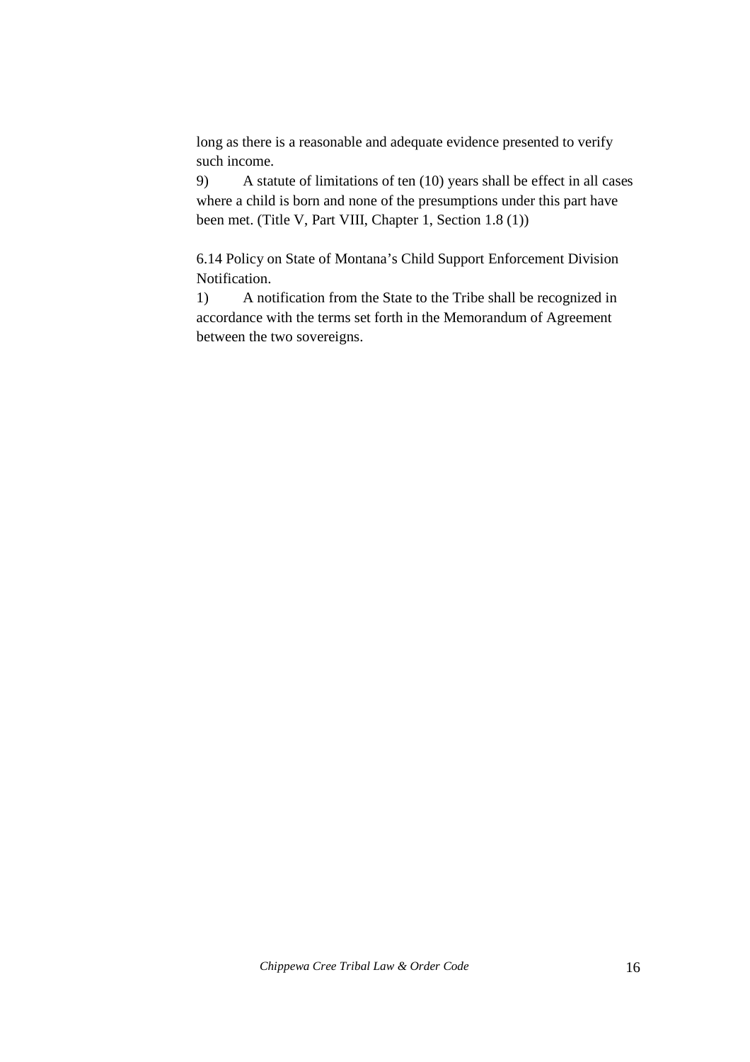long as there is a reasonable and adequate evidence presented to verify such income.

9) A statute of limitations of ten (10) years shall be effect in all cases where a child is born and none of the presumptions under this part have been met. (Title V, Part VIII, Chapter 1, Section 1.8 (1))

6.14 Policy on State of Montana's Child Support Enforcement Division Notification.

1) A notification from the State to the Tribe shall be recognized in accordance with the terms set forth in the Memorandum of Agreement between the two sovereigns.